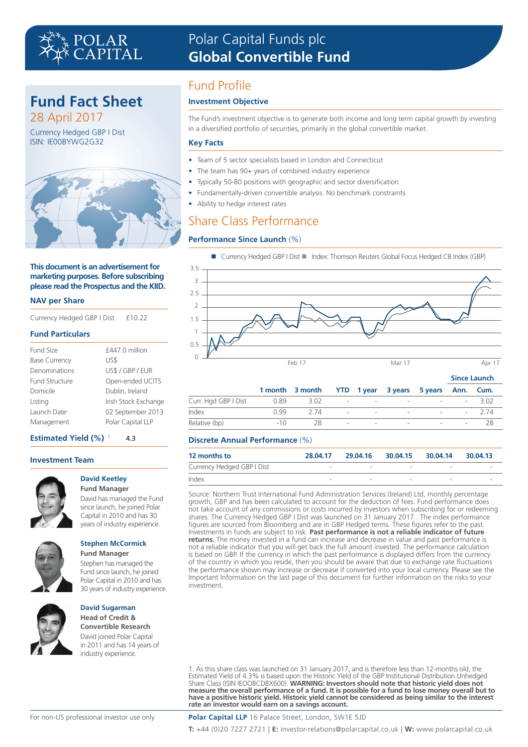# Polar Capital Funds plc
# Global Convertible Fund

## Fund Fact Sheet
28 April 2017

Currency Hedged GBP I Dist
ISIN: IE00BYWG2G32

**This document is an advertisement for marketing purposes. Before subscribing please read the Prospectus and the KIID.**

### NAV per Share

| | |
|---|---|
| Currency Hedged GBP I Dist | £10.22 |

### Fund Particulars

| | |
|---|---|
| Fund Size | £447.0 million |
| Base Currency | US$ |
| Denominations | US$ / GBP / EUR |
| Fund Structure | Open-ended UCITS |
| Domicile | Dublin, Ireland |
| Listing | Irish Stock Exchange |
| Launch Date[1] | 02 September 2013 |
| Management | Polar Capital LLP |

### Estimated Yield (%) [1] 4.3

### Investment Team

**David Keetley**
**Fund Manager**
David has managed the Fund since launch, he joined Polar Capital in 2010 and has 30 years of industry experience.

**Stephen McCormick**
**Fund Manager**
Stephen has managed the Fund since launch, he joined Polar Capital in 2010 and has 30 years of industry experience.

**David Sugarman**
**Head of Credit & Convertible Research**
David joined Polar Capital in 2011 and has 14 years of industry experience.

## Fund Profile

### Investment Objective

The Fund's investment objective is to generate both income and long term capital growth by investing in a diversified portfolio of securities, primarily in the global convertible market.

### Key Facts

- Team of 5 sector specialists based in London and Connecticut
- The team has 90+ years of combined industry experience
- Typically 50-80 positions with geographic and sector diversification
- Fundamentally-driven convertible analysis. No benchmark constraints
- Ability to hedge interest rates

## Share Class Performance

### Performance Since Launch (%)

■ Currency Hedged GBP I Dist ■ Index: Thomson Reuters Global Focus Hedged CB Index (GBP)

| | 1 month | 3 month | YTD | 1 year | 3 years | 5 years | Since Launch Ann. | Since Launch Cum. |
|---|---|---|---|---|---|---|---|---|
| Curr. Hgd GBP I Dist | 0.89 | 3.02 | - | - | - | - | - | 3.02 |
| Index | 0.99 | 2.74 | - | - | - | - | - | 2.74 |
| Relative (bp) | -10 | 28 | - | - | - | - | - | 28 |

### Discrete Annual Performance (%)

| 12 months to | 28.04.17 | 29.04.16 | 30.04.15 | 30.04.14 | 30.04.13 |
|---|---|---|---|---|---|
| Currency Hedged GBP I Dist | - | - | - | - | - |
| Index | - | - | - | - | - |

Source: Northern Trust International Fund Administration Services (Ireland) Ltd, monthly percentage growth, GBP and has been calculated to account for the deduction of fees. Fund performance does not take account of any commissions or costs incurred by investors when subscribing for or redeeming shares. The Currency Hedged GBP I Dist was launched on 31 January 2017 . The index performance figures are sourced from Bloomberg and are in GBP Hedged terms. These figures refer to the past. Investments in funds are subject to risk. **Past performance is not a reliable indicator of future returns.** The money invested in a fund can increase and decrease in value and past performance is not a reliable indicator that you will get back the full amount invested. The performance calculation is based on GBP. If the currency in which the past performance is displayed differs from the currency of the country in which you reside, then you should be aware that due to exchange rate fluctuations the performance shown may increase or decrease if converted into your local currency. Please see the Important Information on the last page of this document for further information on the risks to your investment.

1. As this share class was launched on 31 January 2017, and is therefore less than 12-months old, the Estimated Yield of 4.3% is based upon the Historic Yield of the GBP Institutional Distribution Unhedged Share Class (ISIN IEOOBCDBX600). **WARNING: Investors should note that historic yield does not measure the overall performance of a fund. It is possible for a fund to lose money overall but to have a positive historic yield. Historic yield cannot be considered as being similar to the interest rate an investor would earn on a savings account.**

For non-US professional investor use only

**Polar Capital LLP** 16 Palace Street, London, SW1E 5JD

**T:** +44 (0)20 7227 2721 | **E:** investor-relations@polarcapital.co.uk | **W:** www.polarcapital.co.uk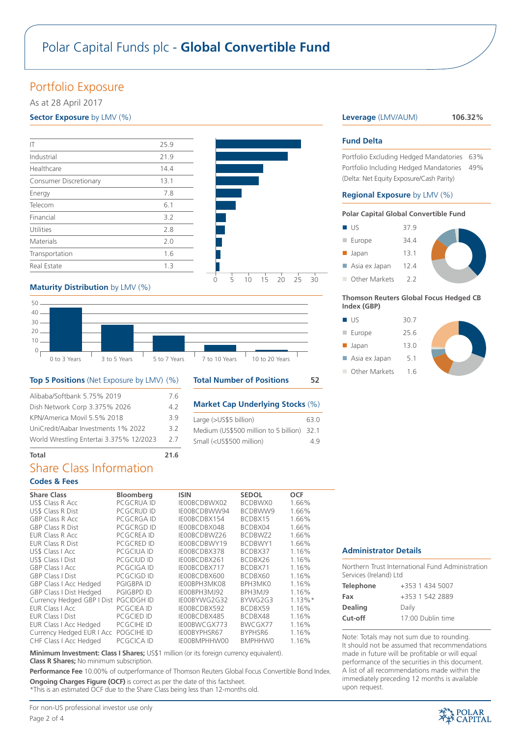# Polar Capital Funds plc - **Global Convertible Fund**

## Portfolio Exposure

As at 28 April 2017

### **Sector Exposure** by LMV (%)

| Sector | % |
|---|---|
| IT | 25.9 |
| Industrial | 21.9 |
| Healthcare | 14.4 |
| Consumer Discretionary | 13.1 |
| Energy | 7.8 |
| Telecom | 6.1 |
| Financial | 3.2 |
| Utilities | 2.8 |
| Materials | 2.0 |
| Transportation | 1.6 |
| Real Estate | 1.3 |

### **Maturity Distribution** by LMV (%)

0 to 3 Years, 3 to 5 Years, 5 to 7 Years, 7 to 10 Years, 10 to 20 Years

### **Top 5 Positions** (Net Exposure by LMV) (%)

| Position | % |
|---|---|
| Alibaba/Softbank 5.75% 2019 | 7.6 |
| Dish Network Corp 3.375% 2026 | 4.2 |
| KPN/America Movil 5.5% 2018 | 3.9 |
| UniCredit/Aabar Investments 1% 2022 | 3.2 |
| World Wrestling Entertai 3.375% 12/2023 | 2.7 |
| **Total** | **21.6** |

### **Total Number of Positions** 52

### **Market Cap Underlying Stocks** (%)

| | % |
|---|---|
| Large (>US$5 billion) | 63.0 |
| Medium (US$500 million to 5 billion) | 32.1 |
| Small (<US$500 million) | 4.9 |

### **Leverage** (LMV/AUM) **106.32%**

### **Fund Delta**

| | |
|---|---|
| Portfolio Excluding Hedged Mandatories | 63% |
| Portfolio Including Hedged Mandatories | 49% |

(Delta: Net Equity Exposure/Cash Parity)

### **Regional Exposure** by LMV (%)

**Polar Capital Global Convertible Fund**

| Region | % |
|---|---|
| US | 37.9 |
| Europe | 34.4 |
| Japan | 13.1 |
| Asia ex Japan | 12.4 |
| Other Markets | 2.2 |

**Thomson Reuters Global Focus Hedged CB Index (GBP)**

| Region | % |
|---|---|
| US | 30.7 |
| Europe | 25.6 |
| Japan | 13.0 |
| Asia ex Japan | 5.1 |
| Other Markets | 1.6 |

## Share Class Information

### Codes & Fees

| Share Class | Bloomberg | ISIN | SEDOL | OCF |
|---|---|---|---|---|
| US$ Class R Acc | PCGCRUA ID | IE00BCDBWX02 | BCDBWX0 | 1.66% |
| US$ Class R Dist | PCGCRUD ID | IE00BCDBWW94 | BCDBWW9 | 1.66% |
| GBP Class R Acc | PCGCRGA ID | IE00BCDBX154 | BCDBX15 | 1.66% |
| GBP Class R Dist | PCGCRGD ID | IE00BCDBX048 | BCDBX04 | 1.66% |
| EUR Class R Acc | PCGCREA ID | IE00BCDBWZ26 | BCDBWZ2 | 1.66% |
| EUR Class R Dist | PCGCRED ID | IE00BCDBWY19 | BCDBWY1 | 1.66% |
| US$ Class I Acc | PCGCIUA ID | IE00BCDBX378 | BCDBX37 | 1.16% |
| US$ Class I Dist | PCGCIUD ID | IE00BCDBX261 | BCDBX26 | 1.16% |
| GBP Class I Acc | PCGCIGA ID | IE00BCDBX717 | BCDBX71 | 1.16% |
| GBP Class I Dist | PCGCIGD ID | IE00BCDBX600 | BCDBX60 | 1.16% |
| GBP Class I Acc Hedged | PGIGBPA ID | IE00BPH3MK08 | BPH3MK0 | 1.16% |
| GBP Class I Dist Hedged | PGIGBPD ID | IE00BPH3MJ92 | BPH3MJ9 | 1.16% |
| Currency Hedged GBP I Dist | PGCIDGH ID | IE00BYWG2G32 | BYWG2G3 | 1.13%* |
| EUR Class I Acc | PCGCIEA ID | IE00BCDBX592 | BCDBX59 | 1.16% |
| EUR Class I Dist | PCGCIED ID | IE00BCDBX485 | BCDBX48 | 1.16% |
| EUR Class I Acc Hedged | PCGCIHE ID | IE00BWCGX773 | BWCGX77 | 1.16% |
| Currency Hedged EUR I Acc | POGCIHE ID | IE00BYPHSR67 | BYPHSR6 | 1.16% |
| CHF Class I Acc Hedged | PCGCICA ID | IE00BMPHHW00 | BMPHHW0 | 1.16% |

**Minimum Investment: Class I Shares;** US$1 million (or its foreign currency equivalent).
**Class R Shares;** No minimum subscription.

**Performance Fee** 10.00% of outperformance of Thomson Reuters Global Focus Convertible Bond Index.

**Ongoing Charges Figure (OCF)** is correct as per the date of this factsheet.
*This is an estimated OCF due to the Share Class being less than 12-months old.

### Administrator Details

Northern Trust International Fund Administration Services (Ireland) Ltd

| | |
|---|---|
| **Telephone** | +353 1 434 5007 |
| **Fax** | +353 1 542 2889 |
| **Dealing** | Daily |
| **Cut-off** | 17:00 Dublin time |

Note: Totals may not sum due to rounding.
It should not be assumed that recommendations made in future will be profitable or will equal performance of the securities in this document. A list of all recommendations made within the immediately preceding 12 months is available upon request.

For non-US professional investor use only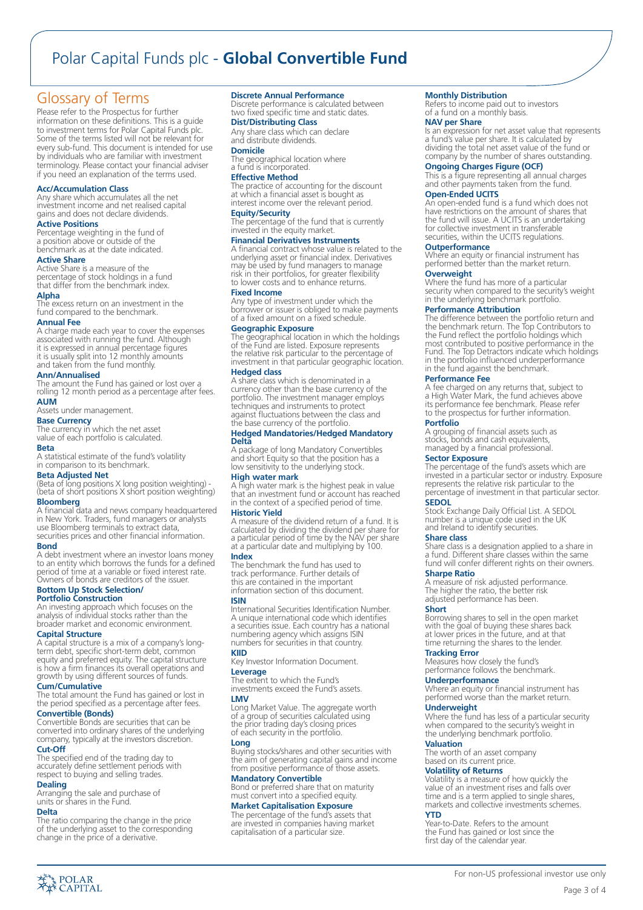# Polar Capital Funds plc - **Global Convertible Fund**

## Glossary of Terms

Please refer to the Prospectus for further information on these definitions. This is a guide to investment terms for Polar Capital Funds plc. Some of the terms listed will not be relevant for every sub-fund. This document is intended for use by individuals who are familiar with investment terminology. Please contact your financial adviser if you need an explanation of the terms used.

**Acc/Accumulation Class**
Any share which accumulates all the net investment income and net realised capital gains and does not declare dividends.

**Active Positions**
Percentage weighting in the fund of a position above or outside of the benchmark as at the date indicated.

**Active Share**
Active Share is a measure of the percentage of stock holdings in a fund that differ from the benchmark index.

**Alpha**
The excess return on an investment in the fund compared to the benchmark.

**Annual Fee**
A charge made each year to cover the expenses associated with running the fund. Although it is expressed in annual percentage figures it is usually split into 12 monthly amounts and taken from the fund monthly.

**Ann/Annualised**
The amount the Fund has gained or lost over a rolling 12 month period as a percentage after fees.

**AUM**
Assets under management.

**Base Currency**
The currency in which the net asset value of each portfolio is calculated.

**Beta**
A statistical estimate of the fund's volatility in comparison to its benchmark.

**Beta Adjusted Net**
(Beta of long positions X long position weighting) - (beta of short positions X short position weighting)

**Bloomberg**
A financial data and news company headquartered in New York. Traders, fund managers or analysts use Bloomberg terminals to extract data, securities prices and other financial information.

**Bond**
A debt investment where an investor loans money to an entity which borrows the funds for a defined period of time at a variable or fixed interest rate. Owners of bonds are creditors of the issuer.

**Bottom Up Stock Selection/ Portfolio Construction**
An investing approach which focuses on the analysis of individual stocks rather than the broader market and economic environment.

**Capital Structure**
A capital structure is a mix of a company's long-term debt, specific short-term debt, common equity and preferred equity. The capital structure is how a firm finances its overall operations and growth by using different sources of funds.

**Cum/Cumulative**
The total amount the Fund has gained or lost in the period specified as a percentage after fees.

**Convertible (Bonds)**
Convertible Bonds are securities that can be converted into ordinary shares of the underlying company, typically at the investors discretion.

**Cut-Off**
The specified end of the trading day to accurately define settlement periods with respect to buying and selling trades.

**Dealing**
Arranging the sale and purchase of units or shares in the Fund.

**Delta**
The ratio comparing the change in the price of the underlying asset to the corresponding change in the price of a derivative.

**Discrete Annual Performance**
Discrete performance is calculated between two fixed specific time and static dates.

**Dist/Distributing Class**
Any share class which can declare and distribute dividends.

**Domicile**
The geographical location where a fund is incorporated.

**Effective Method**
The practice of accounting for the discount at which a financial asset is bought as interest income over the relevant period.

**Equity/Security**
The percentage of the fund that is currently invested in the equity market.

**Financial Derivatives Instruments**
A financial contract whose value is related to the underlying asset or financial index. Derivatives may be used by fund managers to manage risk in their portfolios, for greater flexibility to lower costs and to enhance returns.

**Fixed Income**
Any type of investment under which the borrower or issuer is obliged to make payments of a fixed amount on a fixed schedule.

**Geographic Exposure**
The geographical location in which the holdings of the Fund are listed. Exposure represents the relative risk particular to the percentage of investment in that particular geographic location.

**Hedged class**
A share class which is denominated in a currency other than the base currency of the portfolio. The investment manager employs techniques and instruments to protect against fluctuations between the class and the base currency of the portfolio.

**Hedged Mandatories/Hedged Mandatory Delta**
A package of long Mandatory Convertibles and short Equity so that the position has a low sensitivity to the underlying stock.

**High water mark**
A high water mark is the highest peak in value that an investment fund or account has reached in the context of a specified period of time.

**Historic Yield**
A measure of the dividend return of a fund. It is calculated by dividing the dividend per share for a particular period of time by the NAV per share at a particular date and multiplying by 100.

**Index**
The benchmark the fund has used to track performance. Further details of this are contained in the important information section of this document.

**ISIN**
International Securities Identification Number. A unique international code which identifies a securities issue. Each country has a national numbering agency which assigns ISIN numbers for securities in that country.

**KIID**
Key Investor Information Document.

**Leverage**
The extent to which the Fund's investments exceed the Fund's assets.

**LMV**
Long Market Value. The aggregate worth of a group of securities calculated using the prior trading day's closing prices of each security in the portfolio.

**Long**
Buying stocks/shares and other securities with the aim of generating capital gains and income from positive performance of those assets.

**Mandatory Convertible**
Bond or preferred share that on maturity must convert into a specified equity.

**Market Capitalisation Exposure**
The percentage of the fund's assets that are invested in companies having market capitalisation of a particular size.

**Monthly Distribution**
Refers to income paid out to investors of a fund on a monthly basis.

**NAV per Share**
Is an expression for net asset value that represents a fund's value per share. It is calculated by dividing the total net asset value of the fund or company by the number of shares outstanding.

**Ongoing Charges Figure (OCF)**
This is a figure representing all annual charges and other payments taken from the fund.

**Open-Ended UCITS**
An open-ended fund is a fund which does not have restrictions on the amount of shares that the fund will issue. A UCITS is an undertaking for collective investment in transferable securities, within the UCITS regulations.

**Outperformance**
Where an equity or financial instrument has performed better than the market return.

**Overweight**
Where the fund has more of a particular security when compared to the security's weight in the underlying benchmark portfolio.

**Performance Attribution**
The difference between the portfolio return and the benchmark return. The Top Contributors to the Fund reflect the portfolio holdings which most contributed to positive performance in the Fund. The Top Detractors indicate which holdings in the portfolio influenced underperformance in the fund against the benchmark.

**Performance Fee**
A fee charged on any returns that, subject to a High Water Mark, the fund achieves above its performance fee benchmark. Please refer to the prospectus for further information.

**Portfolio**
A grouping of financial assets such as stocks, bonds and cash equivalents, managed by a financial professional.

**Sector Exposure**
The percentage of the fund's assets which are invested in a particular sector or industry. Exposure represents the relative risk particular to the percentage of investment in that particular sector.

**SEDOL**
Stock Exchange Daily Official List. A SEDOL number is a unique code used in the UK and Ireland to identify securities.

**Share class**
Share class is a designation applied to a share in a fund. Different share classes within the same fund will confer different rights on their owners.

**Sharpe Ratio**
A measure of risk adjusted performance. The higher the ratio, the better risk adjusted performance has been.

**Short**
Borrowing shares to sell in the open market with the goal of buying these shares back at lower prices in the future, and at that time returning the shares to the lender.

**Tracking Error**
Measures how closely the fund's performance follows the benchmark.

**Underperformance**
Where an equity or financial instrument has performed worse than the market return.

**Underweight**
Where the fund has less of a particular security when compared to the security's weight in the underlying benchmark portfolio.

**Valuation**
The worth of an asset company based on its current price.

**Volatility of Returns**
Volatility is a measure of how quickly the value of an investment rises and falls over time and is a term applied to single shares, markets and collective investments schemes.

**YTD**
Year-to-Date. Refers to the amount the Fund has gained or lost since the first day of the calendar year.

For non-US professional investor use only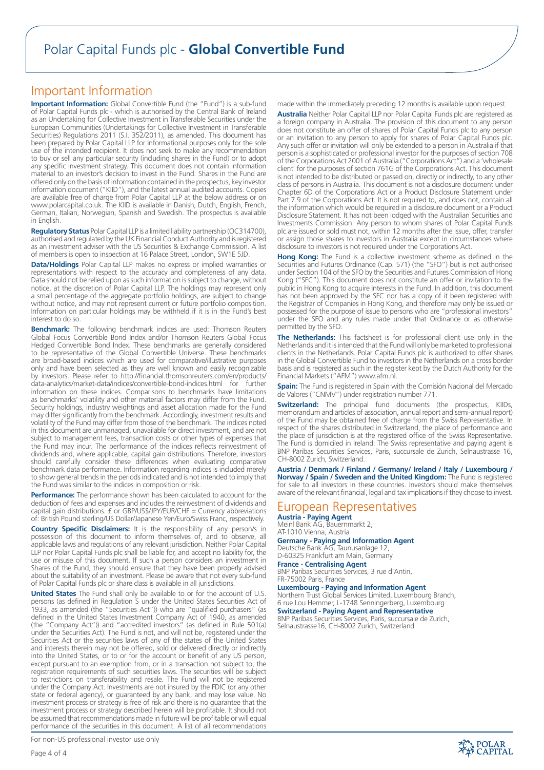# Polar Capital Funds plc - **Global Convertible Fund**

## Important Information

**Important Information:** Global Convertible Fund (the "Fund") is a sub-fund of Polar Capital Funds plc - which is authorised by the Central Bank of Ireland as an Undertaking for Collective Investment in Transferable Securities under the European Communities (Undertakings for Collective Investment in Transferable Securities) Regulations 2011 (S.I. 352/2011), as amended. This document has been prepared by Polar Capital LLP for informational purposes only for the sole use of the intended recipient. It does not seek to make any recommendation to buy or sell any particular security (including shares in the Fund) or to adopt any specific investment strategy. This document does not contain information material to an investor's decision to invest in the Fund. Shares in the Fund are offered only on the basis of information contained in the prospectus, key investor information document ("KIID"), and the latest annual audited accounts. Copies are available free of charge from Polar Capital LLP at the below address or on www.polarcapital.co.uk. The KIID is available in Danish, Dutch, English, French, German, Italian, Norwegian, Spanish and Swedish. The prospectus is available in English.

**Regulatory Status** Polar Capital LLP is a limited liability partnership (OC314700), authorised and regulated by the UK Financial Conduct Authority and is registered as an investment adviser with the US Securities & Exchange Commission. A list of members is open to inspection at 16 Palace Street, London, SW1E 5JD.

**Data/Holdings** Polar Capital LLP makes no express or implied warranties or representations with respect to the accuracy and completeness of any data. Data should not be relied upon as such information is subject to change, without notice, at the discretion of Polar Capital LLP. The holdings may represent only a small percentage of the aggregate portfolio holdings, are subject to change without notice, and may not represent current or future portfolio composition. Information on particular holdings may be withheld if it is in the Fund's best interest to do so.

**Benchmark:** The following benchmark indices are used: Thomson Reuters Global Focus Convertible Bond Index and/or Thomson Reuters Global Focus Hedged Convertible Bond Index. These benchmarks are generally considered to be representative of the Global Convertible Universe. These benchmarks are broad-based indices which are used for comparative/illustrative purposes only and have been selected as they are well known and easily recognizable by investors. Please refer to http://financial.thomsonreuters.com/en/products/data-analytics/market-data/indices/convertible-bond-indices.html for further information on these indices. Comparisons to benchmarks have limitations as benchmarks' volatility and other material factors may differ from the Fund. Security holdings, industry weightings and asset allocation made for the Fund may differ significantly from the benchmark. Accordingly, investment results and volatility of the Fund may differ from those of the benchmark. The indices noted in this document are unmanaged, unavailable for direct investment, and are not subject to management fees, transaction costs or other types of expenses that the Fund may incur. The performance of the indices reflects reinvestment of dividends and, where applicable, capital gain distributions. Therefore, investors should carefully consider these differences when evaluating comparative benchmark data performance. Information regarding indices is included merely to show general trends in the periods indicated and is not intended to imply that the Fund was similar to the indices in composition or risk.

**Performance:** The performance shown has been calculated to account for the deduction of fees and expenses and includes the reinvestment of dividends and capital gain distributions. £ or GBP/US$/JPY/EUR/CHF = Currency abbreviations of: British Pound sterling/US Dollar/Japanese Yen/Euro/Swiss Franc, respectively.

**Country Specific Disclaimers:** It is the responsibility of any person/s in possession of this document to inform themselves of, and to observe, all applicable laws and regulations of any relevant jurisdiction. Neither Polar Capital LLP nor Polar Capital Funds plc shall be liable for, and accept no liability for, the use or misuse of this document. If such a person considers an investment in Shares of the Fund, they should ensure that they have been properly advised about the suitability of an investment. Please be aware that not every sub-fund of Polar Capital Funds plc or share class is available in all jurisdictions.

**United States** The Fund shall only be available to or for the account of U.S. persons (as defined in Regulation S under the United States Securities Act of 1933, as amended (the "Securities Act")) who are "qualified purchasers" (as defined in the United States Investment Company Act of 1940, as amended (the "Company Act")) and "accredited investors" (as defined in Rule 501(a) under the Securities Act). The Fund is not, and will not be, registered under the Securities Act or the securities laws of any of the states of the United States and interests therein may not be offered, sold or delivered directly or indirectly into the United States, or to or for the account or benefit of any US person, except pursuant to an exemption from, or in a transaction not subject to, the registration requirements of such securities laws. The securities will be subject to restrictions on transferability and resale. The Fund will not be registered under the Company Act. Investments are not insured by the FDIC (or any other state or federal agency), or guaranteed by any bank, and may lose value. No investment process or strategy is free of risk and there is no guarantee that the investment process or strategy described herein will be profitable. It should not be assumed that recommendations made in future will be profitable or will equal performance of the securities in this document. A list of all recommendations made within the immediately preceding 12 months is available upon request.

**Australia** Neither Polar Capital LLP nor Polar Capital Funds plc are registered as a foreign company in Australia. The provision of this document to any person does not constitute an offer of shares of Polar Capital Funds plc to any person or an invitation to any person to apply for shares of Polar Capital Funds plc. Any such offer or invitation will only be extended to a person in Australia if that person is a sophisticated or professional investor for the purposes of section 708 of the Corporations Act 2001 of Australia ("Corporations Act") and a 'wholesale client' for the purposes of section 761G of the Corporations Act. This document is not intended to be distributed or passed on, directly or indirectly, to any other class of persons in Australia. This document is not a disclosure document under Chapter 6D of the Corporations Act or a Product Disclosure Statement under Part 7.9 of the Corporations Act. It is not required to, and does not, contain all the information which would be required in a disclosure document or a Product Disclosure Statement. It has not been lodged with the Australian Securities and Investments Commission. Any person to whom shares of Polar Capital Funds plc are issued or sold must not, within 12 months after the issue, offer, transfer or assign those shares to investors in Australia except in circumstances where disclosure to investors is not required under the Corporations Act.

**Hong Kong:** The Fund is a collective investment scheme as defined in the Securities and Futures Ordinance (Cap. 571) (the "SFO") but is not authorised under Section 104 of the SFO by the Securities and Futures Commission of Hong Kong ("SFC"). This document does not constitute an offer or invitation to the public in Hong Kong to acquire interests in the Fund. In addition, this document has not been approved by the SFC nor has a copy of it been registered with the Registrar of Companies in Hong Kong, and therefore may only be issued or possessed for the purpose of issue to persons who are "professional investors" under the SFO and any rules made under that Ordinance or as otherwise permitted by the SFO.

**The Netherlands:** This factsheet is for professional client use only in the Netherlands and it is intended that the Fund will only be marketed to professional clients in the Netherlands. Polar Capital Funds plc is authorized to offer shares in the Global Convertible Fund to investors in the Netherlands on a cross border basis and is registered as such in the register kept by the Dutch Authority for the Financial Markets ("AFM") www.afm.nl.

**Spain:** The Fund is registered in Spain with the Comisión Nacional del Mercado de Valores ("CNMV") under registration number 771.

**Switzerland:** The principal fund documents (the prospectus, KIIDs, memorandum and articles of association, annual report and semi-annual report) of the Fund may be obtained free of charge from the Swiss Representative. In respect of the shares distributed in Switzerland, the place of performance and the place of jurisdiction is at the registered office of the Swiss Representative. The Fund is domiciled in Ireland. The Swiss representative and paying agent is BNP Paribas Securities Services, Paris, succursale de Zurich, Selnaustrasse 16, CH-8002 Zurich, Switzerland.

**Austria / Denmark / Finland / Germany/ Ireland / Italy / Luxembourg / Norway / Spain / Sweden and the United Kingdom:** The Fund is registered for sale to all investors in these countries. Investors should make themselves aware of the relevant financial, legal and tax implications if they choose to invest.

## European Representatives

**Austria - Paying Agent**
Meinl Bank AG, Bauernmarkt 2,
AT-1010 Vienna, Austria

**Germany - Paying and Information Agent**
Deutsche Bank AG, Taunusanlage 12,
D-60325 Frankfurt am Main, Germany

**France - Centralising Agent**
BNP Paribas Securities Services, 3 rue d'Antin,
FR-75002 Paris, France

**Luxembourg - Paying and Information Agent**
Northern Trust Global Services Limited, Luxembourg Branch,
6 rue Lou Hemmer, L-1748 Senningerberg, Luxembourg

**Switzerland - Paying Agent and Representative**
BNP Paribas Securities Services, Paris, succursale de Zurich,
Selnaustrasse16, CH-8002 Zurich, Switzerland

For non-US professional investor use only